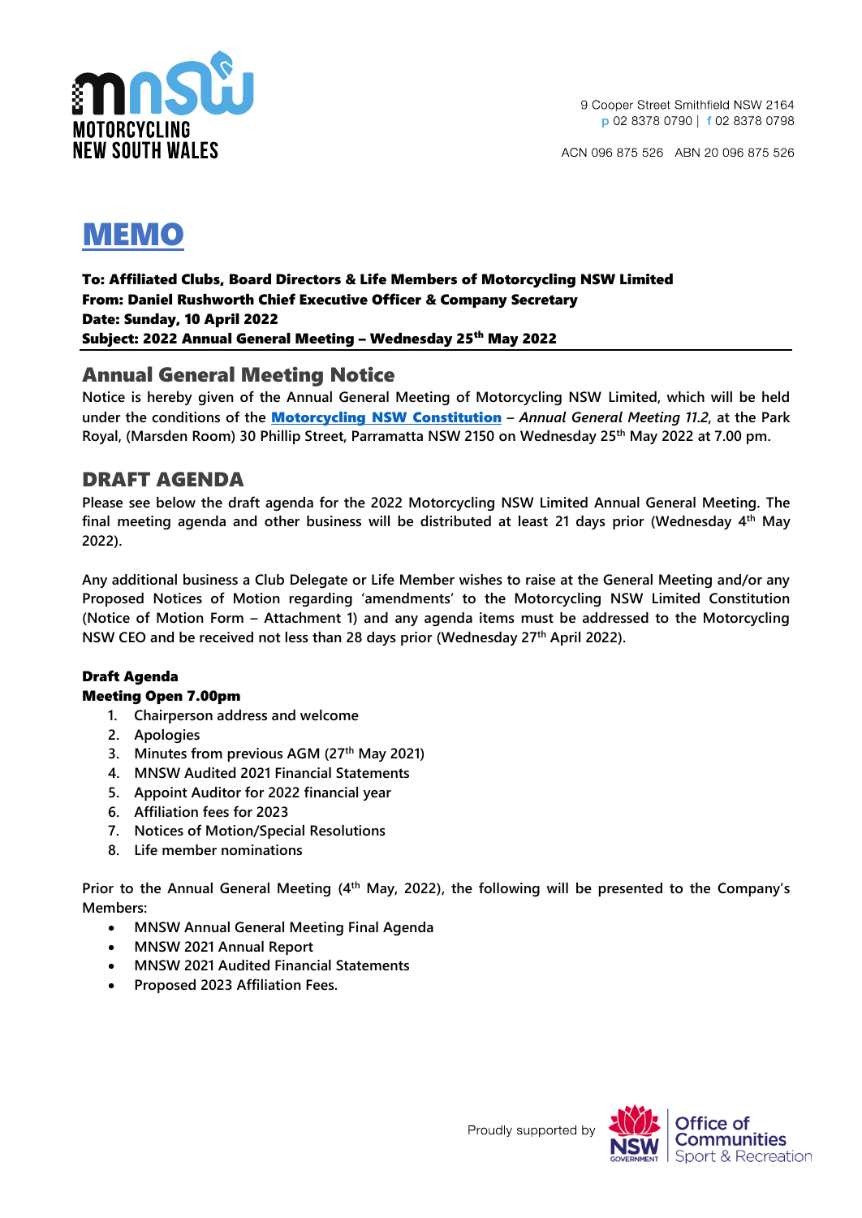MOTORCYCLING NEW SOUTH WALES

9 Cooper Street Smithfield NSW 2164
p 02 8378 0790 | f 02 8378 0798

ACN 096 875 526 ABN 20 096 875 526

# MEMO

**To: Affiliated Clubs, Board Directors & Life Members of Motorcycling NSW Limited**
**From: Daniel Rushworth Chief Executive Officer & Company Secretary**
**Date: Sunday, 10 April 2022**
**Subject: 2022 Annual General Meeting – Wednesday 25th May 2022**

## Annual General Meeting Notice

Notice is hereby given of the Annual General Meeting of Motorcycling NSW Limited, which will be held under the conditions of the **Motorcycling NSW Constitution** – *Annual General Meeting 11.2*, at the Park Royal, (Marsden Room) 30 Phillip Street, Parramatta NSW 2150 on Wednesday 25th May 2022 at 7.00 pm.

## DRAFT AGENDA

Please see below the draft agenda for the 2022 Motorcycling NSW Limited Annual General Meeting. The final meeting agenda and other business will be distributed at least 21 days prior (Wednesday 4th May 2022).

Any additional business a Club Delegate or Life Member wishes to raise at the General Meeting and/or any Proposed Notices of Motion regarding 'amendments' to the Motorcycling NSW Limited Constitution (Notice of Motion Form – Attachment 1) and any agenda items must be addressed to the Motorcycling NSW CEO and be received not less than 28 days prior (Wednesday 27th April 2022).

**Draft Agenda**
**Meeting Open 7.00pm**

1. Chairperson address and welcome
2. Apologies
3. Minutes from previous AGM (27th May 2021)
4. MNSW Audited 2021 Financial Statements
5. Appoint Auditor for 2022 financial year
6. Affiliation fees for 2023
7. Notices of Motion/Special Resolutions
8. Life member nominations

Prior to the Annual General Meeting (4th May, 2022), the following will be presented to the Company's Members:

- MNSW Annual General Meeting Final Agenda
- MNSW 2021 Annual Report
- MNSW 2021 Audited Financial Statements
- Proposed 2023 Affiliation Fees.

Proudly supported by NSW Government Office of Communities Sport & Recreation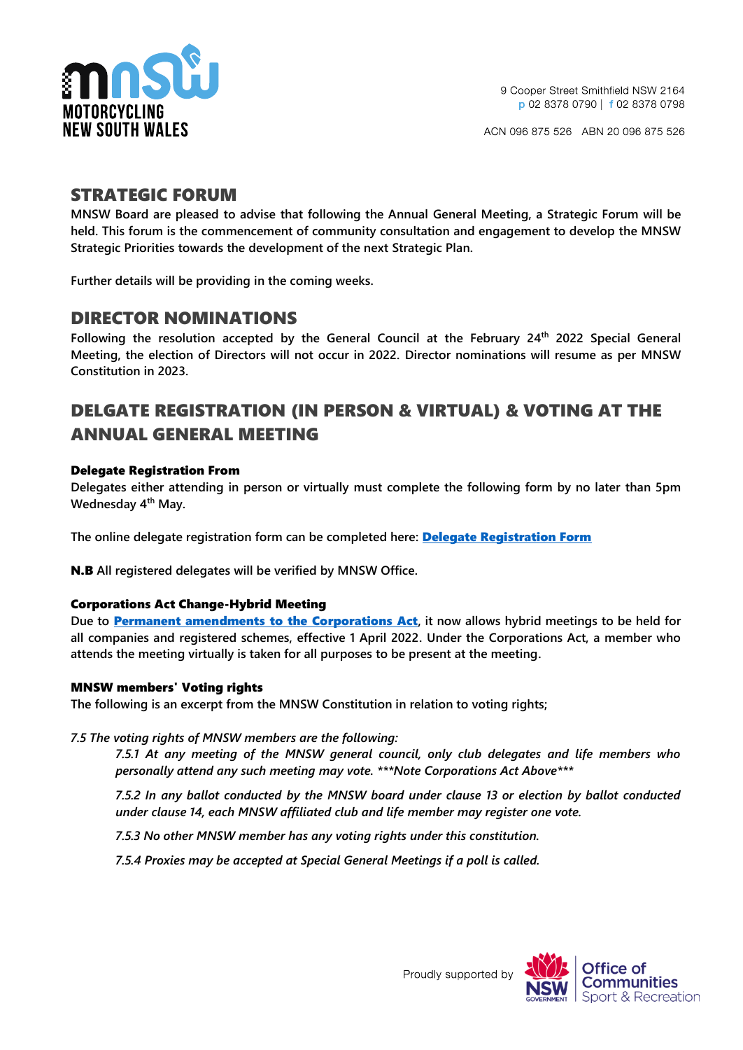## STRATEGIC FORUM

**MNSW Board are pleased to advise that following the Annual General Meeting, a Strategic Forum will be held. This forum is the commencement of community consultation and engagement to develop the MNSW Strategic Priorities towards the development of the next Strategic Plan.**

**Further details will be providing in the coming weeks.**

## DIRECTOR NOMINATIONS

**Following the resolution accepted by the General Council at the February 24th 2022 Special General Meeting, the election of Directors will not occur in 2022. Director nominations will resume as per MNSW Constitution in 2023.**

## DELGATE REGISTRATION (IN PERSON & VIRTUAL) & VOTING AT THE ANNUAL GENERAL MEETING

### Delegate Registration From

**Delegates either attending in person or virtually must complete the following form by no later than 5pm Wednesday 4th May.**

**The online delegate registration form can be completed here: [Delegate Registration Form]()**

**N.B All registered delegates will be verified by MNSW Office.**

### Corporations Act Change-Hybrid Meeting

**Due to [Permanent amendments to the Corporations Act](), it now allows hybrid meetings to be held for all companies and registered schemes, effective 1 April 2022. Under the Corporations Act, a member who attends the meeting virtually is taken for all purposes to be present at the meeting.**

### MNSW members' Voting rights

**The following is an excerpt from the MNSW Constitution in relation to voting rights;**

*7.5 The voting rights of MNSW members are the following:*

> ***7.5.1 At any meeting of the MNSW general council, only club delegates and life members who personally attend any such meeting may vote. ***Note Corporations Act Above*****
>
> ***7.5.2 In any ballot conducted by the MNSW board under clause 13 or election by ballot conducted under clause 14, each MNSW affiliated club and life member may register one vote.***
>
> ***7.5.3 No other MNSW member has any voting rights under this constitution.***
>
> ***7.5.4 Proxies may be accepted at Special General Meetings if a poll is called.***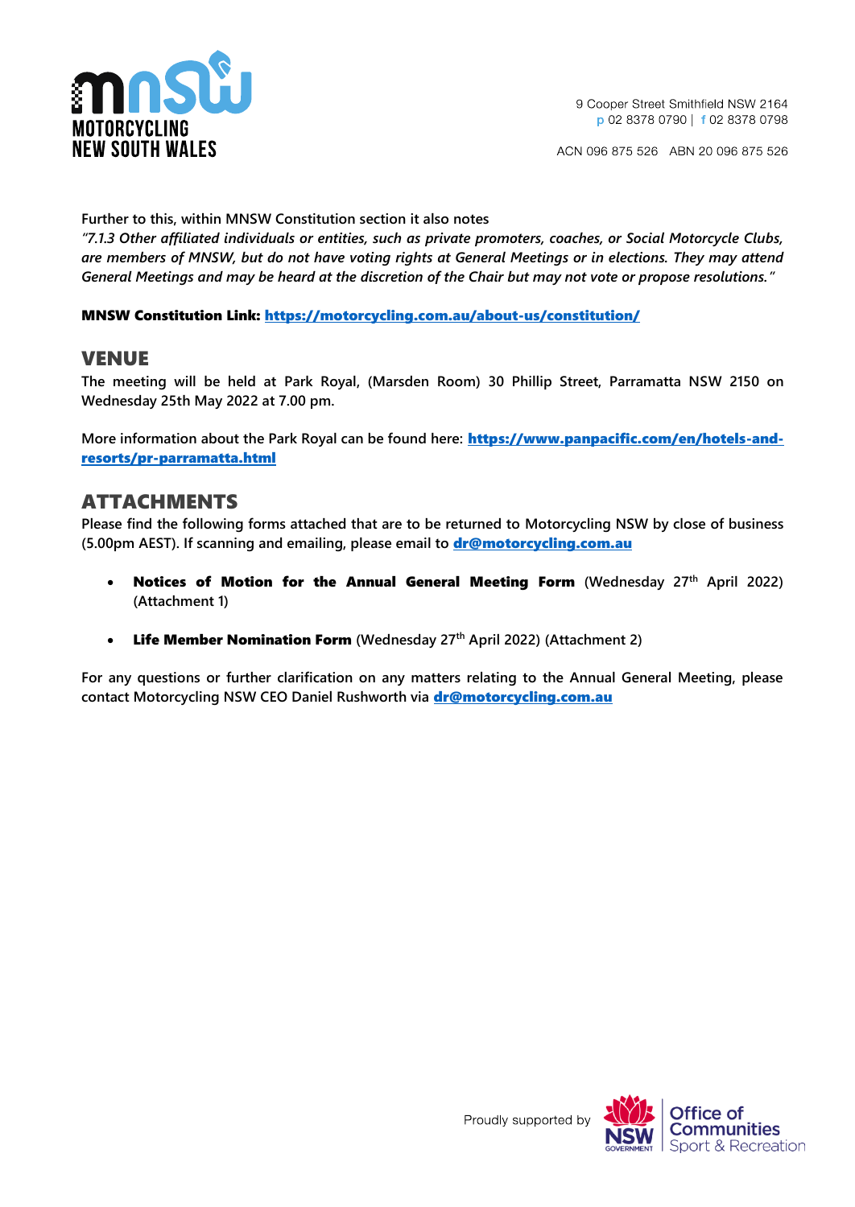Further to this, within MNSW Constitution section it also notes

*"7.1.3 Other affiliated individuals or entities, such as private promoters, coaches, or Social Motorcycle Clubs, are members of MNSW, but do not have voting rights at General Meetings or in elections. They may attend General Meetings and may be heard at the discretion of the Chair but may not vote or propose resolutions."*

**MNSW Constitution Link: https://motorcycling.com.au/about-us/constitution/**

## VENUE

The meeting will be held at Park Royal, (Marsden Room) 30 Phillip Street, Parramatta NSW 2150 on Wednesday 25th May 2022 at 7.00 pm.

More information about the Park Royal can be found here: **https://www.panpacific.com/en/hotels-and-resorts/pr-parramatta.html**

## ATTACHMENTS

Please find the following forms attached that are to be returned to Motorcycling NSW by close of business (5.00pm AEST). If scanning and emailing, please email to **dr@motorcycling.com.au**

- **Notices of Motion for the Annual General Meeting Form** (Wednesday 27th April 2022) (Attachment 1)
- **Life Member Nomination Form** (Wednesday 27th April 2022) (Attachment 2)

For any questions or further clarification on any matters relating to the Annual General Meeting, please contact Motorcycling NSW CEO Daniel Rushworth via **dr@motorcycling.com.au**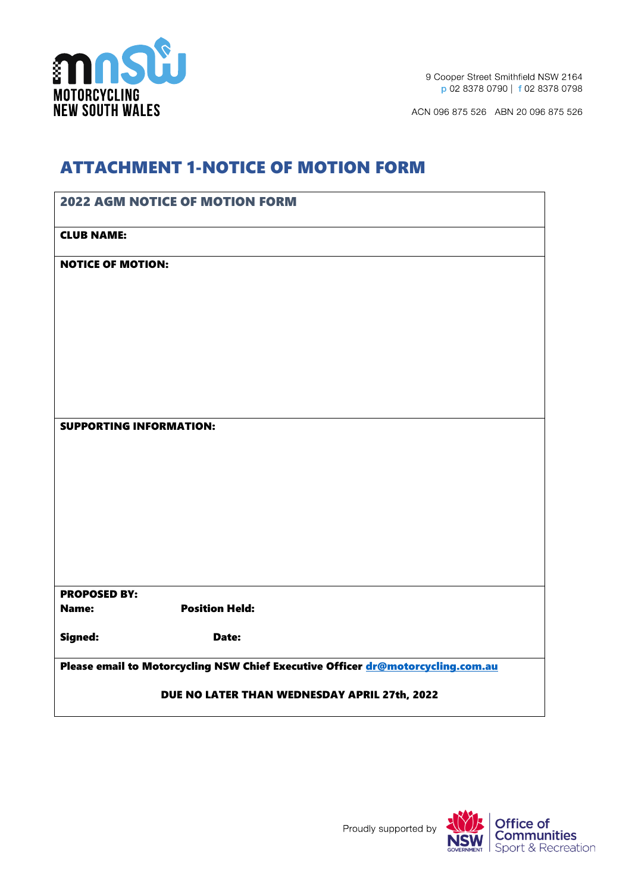MOTORCYCLING NEW SOUTH WALES

9 Cooper Street Smithfield NSW 2164
p 02 8378 0790 | f 02 8378 0798

ACN 096 875 526 ABN 20 096 875 526

# ATTACHMENT 1-NOTICE OF MOTION FORM

| **2022 AGM NOTICE OF MOTION FORM** |
|---|
| **CLUB NAME:** |
| **NOTICE OF MOTION:** |
| **SUPPORTING INFORMATION:** |
| **PROPOSED BY:**<br>**Name:** **Position Held:**<br>**Signed:** **Date:** |
| **Please email to Motorcycling NSW Chief Executive Officer** dr@motorcycling.com.au<br>**DUE NO LATER THAN WEDNESDAY APRIL 27th, 2022** |

Proudly supported by NSW Government Office of Communities Sport & Recreation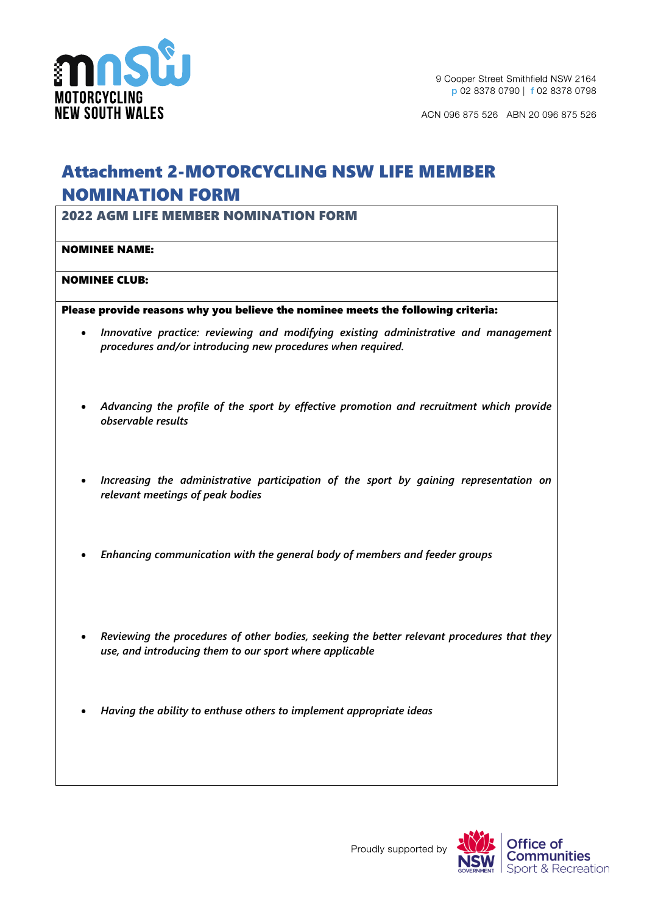9 Cooper Street Smithfield NSW 2164
p 02 8378 0790 | f 02 8378 0798

ACN 096 875 526 ABN 20 096 875 526

# Attachment 2-MOTORCYCLING NSW LIFE MEMBER NOMINATION FORM

**2022 AGM LIFE MEMBER NOMINATION FORM**

**NOMINEE NAME:**

**NOMINEE CLUB:**

**Please provide reasons why you believe the nominee meets the following criteria:**

- *Innovative practice: reviewing and modifying existing administrative and management procedures and/or introducing new procedures when required.*

- *Advancing the profile of the sport by effective promotion and recruitment which provide observable results*

- *Increasing the administrative participation of the sport by gaining representation on relevant meetings of peak bodies*

- *Enhancing communication with the general body of members and feeder groups*

- *Reviewing the procedures of other bodies, seeking the better relevant procedures that they use, and introducing them to our sport where applicable*

- *Having the ability to enthuse others to implement appropriate ideas*

Proudly supported by NSW Government Office of Communities Sport & Recreation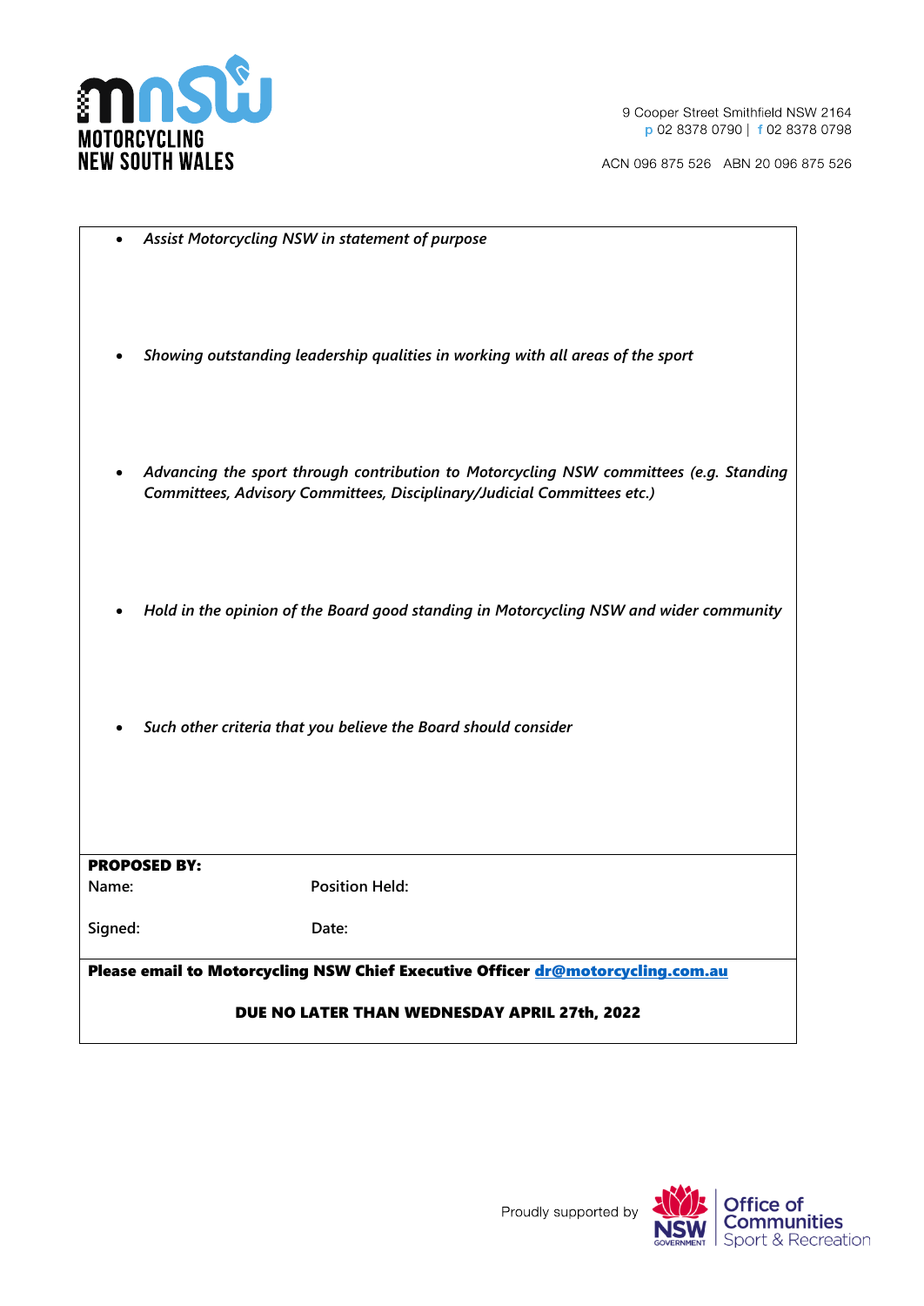9 Cooper Street Smithfield NSW 2164
p 02 8378 0790 | f 02 8378 0798

ACN 096 875 526 ABN 20 096 875 526

- *Assist Motorcycling NSW in statement of purpose*
- *Showing outstanding leadership qualities in working with all areas of the sport*
- *Advancing the sport through contribution to Motorcycling NSW committees (e.g. Standing Committees, Advisory Committees, Disciplinary/Judicial Committees etc.)*
- *Hold in the opinion of the Board good standing in Motorcycling NSW and wider community*
- *Such other criteria that you believe the Board should consider*

**PROPOSED BY:**

**Name:** **Position Held:**

**Signed:** **Date:**

**Please email to Motorcycling NSW Chief Executive Officer [dr@motorcycling.com.au](mailto:dr@motorcycling.com.au)**

**DUE NO LATER THAN WEDNESDAY APRIL 27th, 2022**

Proudly supported by NSW Government Office of Communities Sport & Recreation